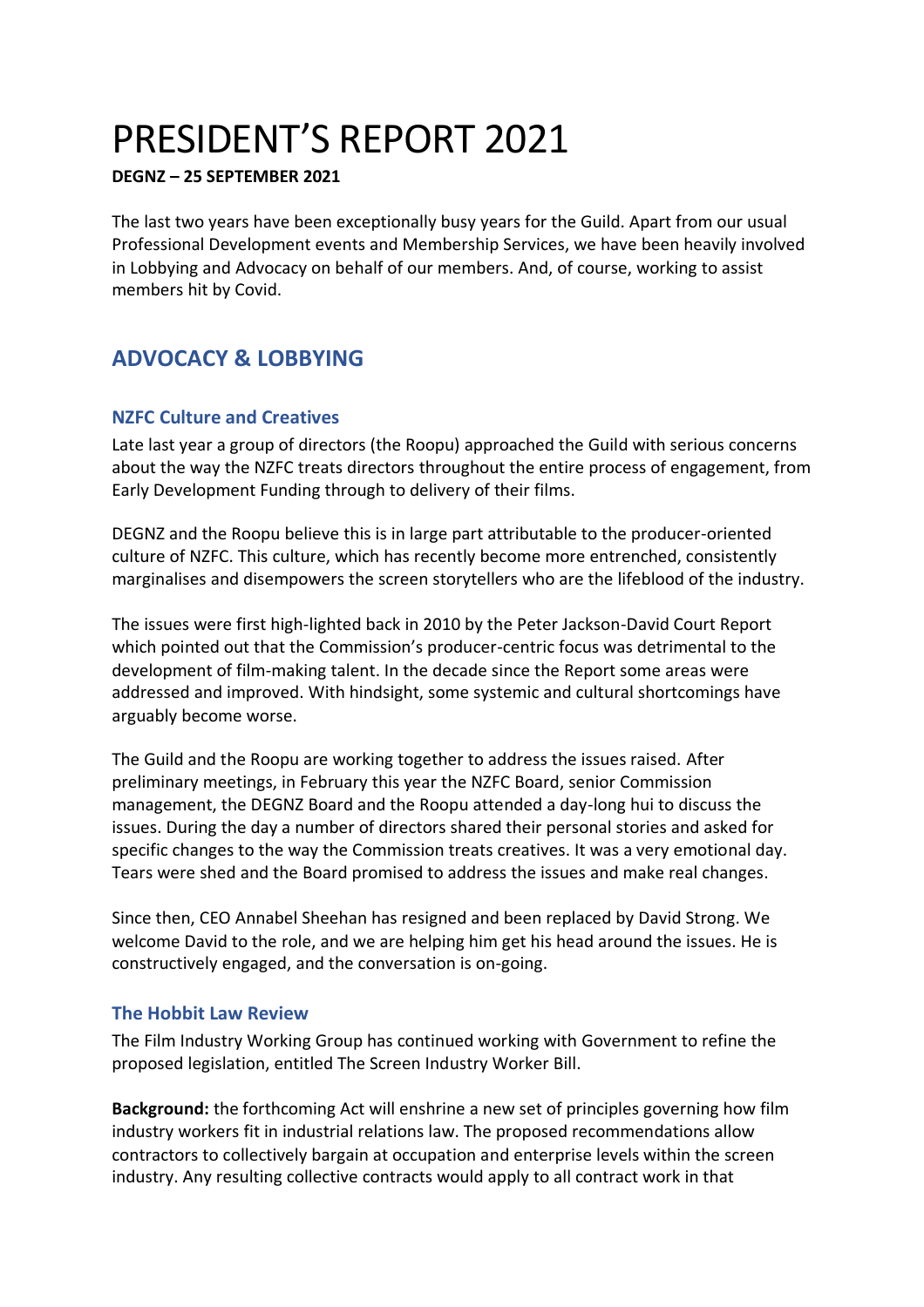# PRESIDENT'S REPORT 2021

**DEGNZ – 25 SEPTEMBER 2021**

The last two years have been exceptionally busy years for the Guild. Apart from our usual Professional Development events and Membership Services, we have been heavily involved in Lobbying and Advocacy on behalf of our members. And, of course, working to assist members hit by Covid.

## ADVOCACY & LOBBYING

### NZFC Culture and Creatives

Late last year a group of directors (the Roopu) approached the Guild with serious concerns about the way the NZFC treats directors throughout the entire process of engagement, from Early Development Funding through to delivery of their films.

DEGNZ and the Roopu believe this is in large part attributable to the producer-oriented culture of NZFC. This culture, which has recently become more entrenched, consistently marginalises and disempowers the screen storytellers who are the lifeblood of the industry.

The issues were first high-lighted back in 2010 by the Peter Jackson-David Court Report which pointed out that the Commission's producer-centric focus was detrimental to the development of film-making talent. In the decade since the Report some areas were addressed and improved. With hindsight, some systemic and cultural shortcomings have arguably become worse.

The Guild and the Roopu are working together to address the issues raised. After preliminary meetings, in February this year the NZFC Board, senior Commission management, the DEGNZ Board and the Roopu attended a day-long hui to discuss the issues. During the day a number of directors shared their personal stories and asked for specific changes to the way the Commission treats creatives. It was a very emotional day. Tears were shed and the Board promised to address the issues and make real changes.

Since then, CEO Annabel Sheehan has resigned and been replaced by David Strong. We welcome David to the role, and we are helping him get his head around the issues. He is constructively engaged, and the conversation is on-going.

### The Hobbit Law Review

The Film Industry Working Group has continued working with Government to refine the proposed legislation, entitled The Screen Industry Worker Bill.

**Background:** the forthcoming Act will enshrine a new set of principles governing how film industry workers fit in industrial relations law. The proposed recommendations allow contractors to collectively bargain at occupation and enterprise levels within the screen industry. Any resulting collective contracts would apply to all contract work in that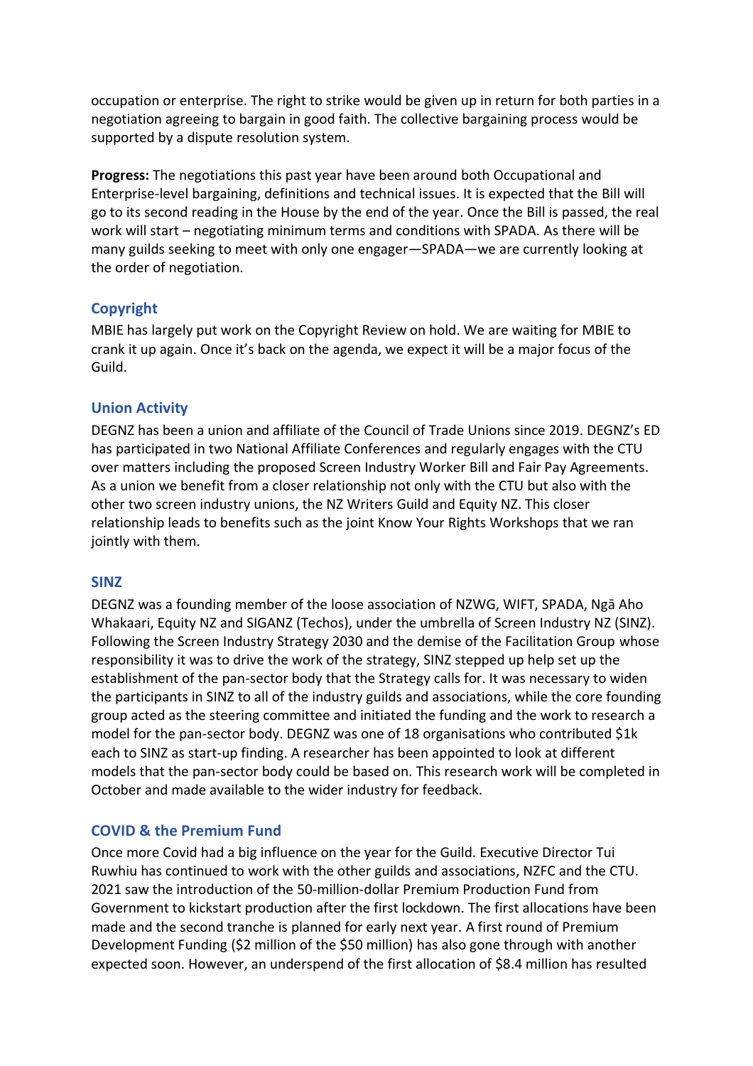occupation or enterprise. The right to strike would be given up in return for both parties in a negotiation agreeing to bargain in good faith. The collective bargaining process would be supported by a dispute resolution system.

**Progress:** The negotiations this past year have been around both Occupational and Enterprise-level bargaining, definitions and technical issues. It is expected that the Bill will go to its second reading in the House by the end of the year. Once the Bill is passed, the real work will start – negotiating minimum terms and conditions with SPADA. As there will be many guilds seeking to meet with only one engager—SPADA—we are currently looking at the order of negotiation.

## Copyright

MBIE has largely put work on the Copyright Review on hold. We are waiting for MBIE to crank it up again. Once it's back on the agenda, we expect it will be a major focus of the Guild.

## Union Activity

DEGNZ has been a union and affiliate of the Council of Trade Unions since 2019. DEGNZ's ED has participated in two National Affiliate Conferences and regularly engages with the CTU over matters including the proposed Screen Industry Worker Bill and Fair Pay Agreements. As a union we benefit from a closer relationship not only with the CTU but also with the other two screen industry unions, the NZ Writers Guild and Equity NZ. This closer relationship leads to benefits such as the joint Know Your Rights Workshops that we ran jointly with them.

## SINZ

DEGNZ was a founding member of the loose association of NZWG, WIFT, SPADA, Ngā Aho Whakaari, Equity NZ and SIGANZ (Techos), under the umbrella of Screen Industry NZ (SINZ). Following the Screen Industry Strategy 2030 and the demise of the Facilitation Group whose responsibility it was to drive the work of the strategy, SINZ stepped up help set up the establishment of the pan-sector body that the Strategy calls for. It was necessary to widen the participants in SINZ to all of the industry guilds and associations, while the core founding group acted as the steering committee and initiated the funding and the work to research a model for the pan-sector body. DEGNZ was one of 18 organisations who contributed $1k each to SINZ as start-up finding. A researcher has been appointed to look at different models that the pan-sector body could be based on. This research work will be completed in October and made available to the wider industry for feedback.

## COVID & the Premium Fund

Once more Covid had a big influence on the year for the Guild. Executive Director Tui Ruwhiu has continued to work with the other guilds and associations, NZFC and the CTU. 2021 saw the introduction of the 50-million-dollar Premium Production Fund from Government to kickstart production after the first lockdown. The first allocations have been made and the second tranche is planned for early next year. A first round of Premium Development Funding ($2 million of the $50 million) has also gone through with another expected soon. However, an underspend of the first allocation of $8.4 million has resulted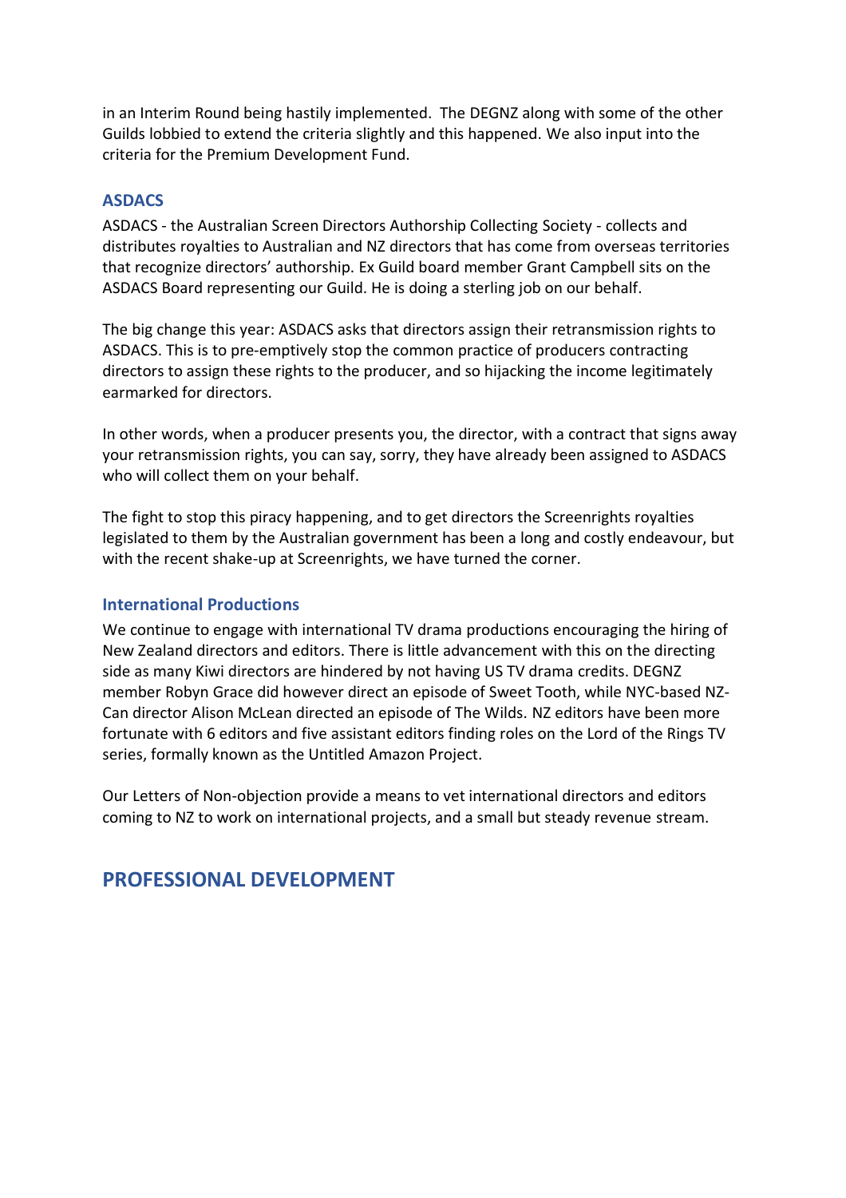in an Interim Round being hastily implemented. The DEGNZ along with some of the other Guilds lobbied to extend the criteria slightly and this happened. We also input into the criteria for the Premium Development Fund.

### ASDACS

ASDACS - the Australian Screen Directors Authorship Collecting Society - collects and distributes royalties to Australian and NZ directors that has come from overseas territories that recognize directors' authorship. Ex Guild board member Grant Campbell sits on the ASDACS Board representing our Guild. He is doing a sterling job on our behalf.

The big change this year: ASDACS asks that directors assign their retransmission rights to ASDACS. This is to pre-emptively stop the common practice of producers contracting directors to assign these rights to the producer, and so hijacking the income legitimately earmarked for directors.

In other words, when a producer presents you, the director, with a contract that signs away your retransmission rights, you can say, sorry, they have already been assigned to ASDACS who will collect them on your behalf.

The fight to stop this piracy happening, and to get directors the Screenrights royalties legislated to them by the Australian government has been a long and costly endeavour, but with the recent shake-up at Screenrights, we have turned the corner.

### International Productions

We continue to engage with international TV drama productions encouraging the hiring of New Zealand directors and editors. There is little advancement with this on the directing side as many Kiwi directors are hindered by not having US TV drama credits. DEGNZ member Robyn Grace did however direct an episode of Sweet Tooth, while NYC-based NZ-Can director Alison McLean directed an episode of The Wilds. NZ editors have been more fortunate with 6 editors and five assistant editors finding roles on the Lord of the Rings TV series, formally known as the Untitled Amazon Project.

Our Letters of Non-objection provide a means to vet international directors and editors coming to NZ to work on international projects, and a small but steady revenue stream.

## PROFESSIONAL DEVELOPMENT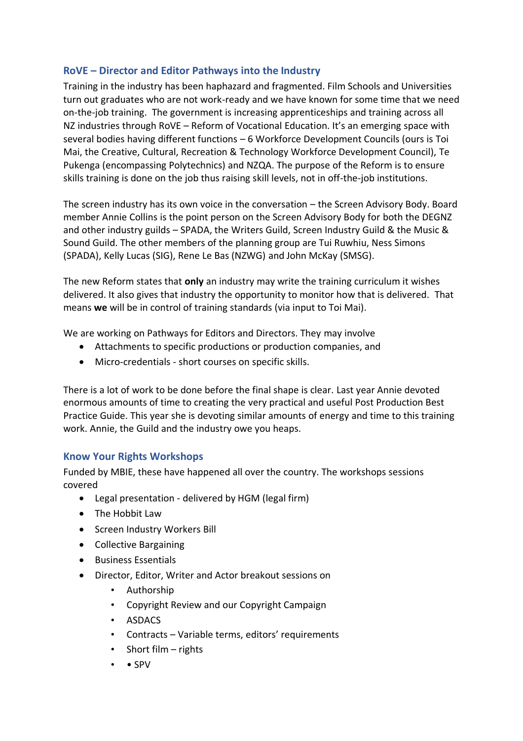## RoVE – Director and Editor Pathways into the Industry

Training in the industry has been haphazard and fragmented. Film Schools and Universities turn out graduates who are not work-ready and we have known for some time that we need on-the-job training. The government is increasing apprenticeships and training across all NZ industries through RoVE – Reform of Vocational Education. It's an emerging space with several bodies having different functions – 6 Workforce Development Councils (ours is Toi Mai, the Creative, Cultural, Recreation & Technology Workforce Development Council), Te Pukenga (encompassing Polytechnics) and NZQA. The purpose of the Reform is to ensure skills training is done on the job thus raising skill levels, not in off-the-job institutions.

The screen industry has its own voice in the conversation – the Screen Advisory Body. Board member Annie Collins is the point person on the Screen Advisory Body for both the DEGNZ and other industry guilds – SPADA, the Writers Guild, Screen Industry Guild & the Music & Sound Guild. The other members of the planning group are Tui Ruwhiu, Ness Simons (SPADA), Kelly Lucas (SIG), Rene Le Bas (NZWG) and John McKay (SMSG).

The new Reform states that **only** an industry may write the training curriculum it wishes delivered. It also gives that industry the opportunity to monitor how that is delivered. That means **we** will be in control of training standards (via input to Toi Mai).

We are working on Pathways for Editors and Directors. They may involve

- Attachments to specific productions or production companies, and
- Micro-credentials - short courses on specific skills.

There is a lot of work to be done before the final shape is clear. Last year Annie devoted enormous amounts of time to creating the very practical and useful Post Production Best Practice Guide. This year she is devoting similar amounts of energy and time to this training work. Annie, the Guild and the industry owe you heaps.

## Know Your Rights Workshops

Funded by MBIE, these have happened all over the country. The workshops sessions covered

- Legal presentation - delivered by HGM (legal firm)
- The Hobbit Law
- Screen Industry Workers Bill
- Collective Bargaining
- Business Essentials
- Director, Editor, Writer and Actor breakout sessions on
    - Authorship
    - Copyright Review and our Copyright Campaign
    - ASDACS
    - Contracts – Variable terms, editors' requirements
    - Short film – rights
    - • SPV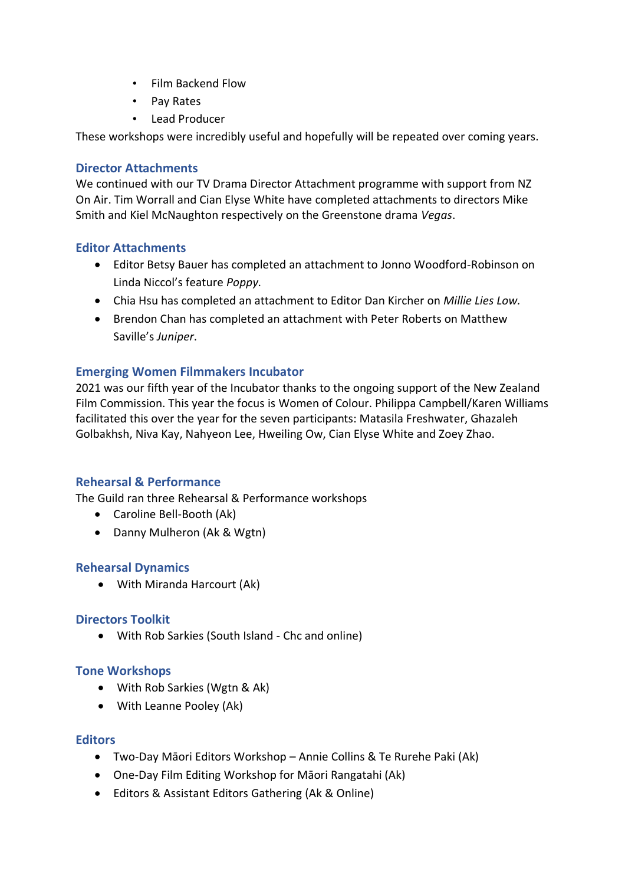- Film Backend Flow
- Pay Rates
- Lead Producer

These workshops were incredibly useful and hopefully will be repeated over coming years.

## Director Attachments

We continued with our TV Drama Director Attachment programme with support from NZ On Air. Tim Worrall and Cian Elyse White have completed attachments to directors Mike Smith and Kiel McNaughton respectively on the Greenstone drama *Vegas*.

## Editor Attachments

- Editor Betsy Bauer has completed an attachment to Jonno Woodford-Robinson on Linda Niccol's feature *Poppy*.
- Chia Hsu has completed an attachment to Editor Dan Kircher on *Millie Lies Low.*
- Brendon Chan has completed an attachment with Peter Roberts on Matthew Saville's *Juniper*.

## Emerging Women Filmmakers Incubator

2021 was our fifth year of the Incubator thanks to the ongoing support of the New Zealand Film Commission. This year the focus is Women of Colour. Philippa Campbell/Karen Williams facilitated this over the year for the seven participants: Matasila Freshwater, Ghazaleh Golbakhsh, Niva Kay, Nahyeon Lee, Hweiling Ow, Cian Elyse White and Zoey Zhao.

## Rehearsal & Performance

The Guild ran three Rehearsal & Performance workshops

- Caroline Bell-Booth (Ak)
- Danny Mulheron (Ak & Wgtn)

## Rehearsal Dynamics

- With Miranda Harcourt (Ak)

## Directors Toolkit

- With Rob Sarkies (South Island - Chc and online)

## Tone Workshops

- With Rob Sarkies (Wgtn & Ak)
- With Leanne Pooley (Ak)

## Editors

- Two-Day Māori Editors Workshop – Annie Collins & Te Rurehe Paki (Ak)
- One-Day Film Editing Workshop for Māori Rangatahi (Ak)
- Editors & Assistant Editors Gathering (Ak & Online)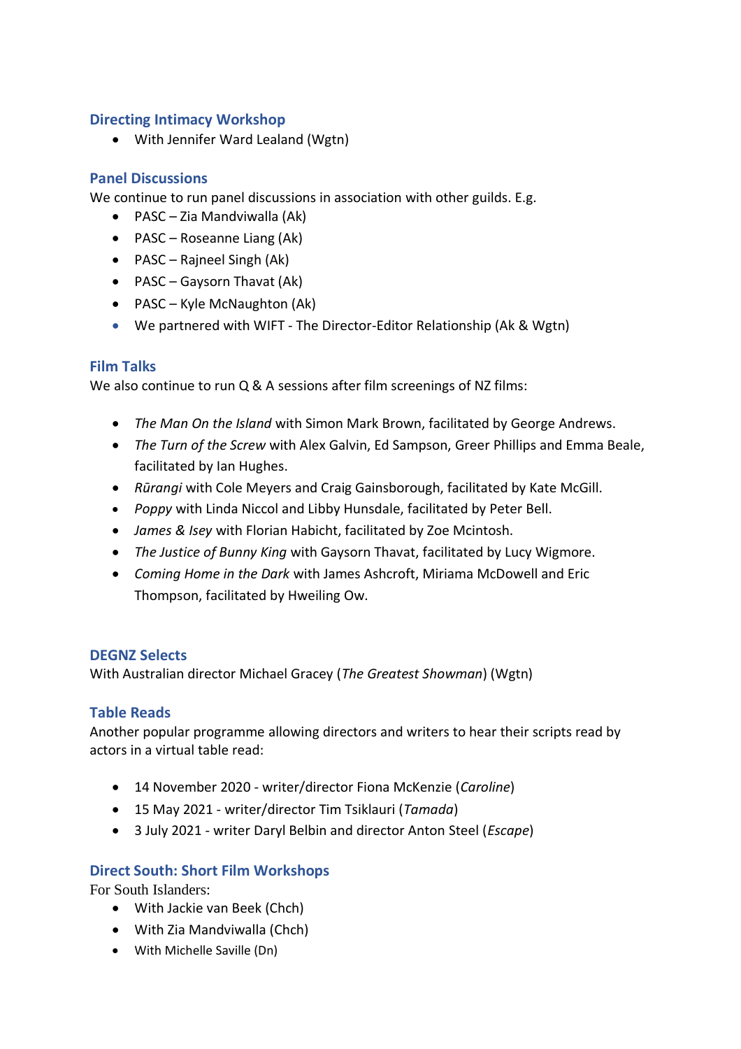### Directing Intimacy Workshop

- With Jennifer Ward Lealand (Wgtn)

### Panel Discussions

We continue to run panel discussions in association with other guilds. E.g.

- PASC – Zia Mandviwalla (Ak)
- PASC – Roseanne Liang (Ak)
- PASC – Rajneel Singh (Ak)
- PASC – Gaysorn Thavat (Ak)
- PASC – Kyle McNaughton (Ak)
- We partnered with WIFT - The Director-Editor Relationship (Ak & Wgtn)

### Film Talks

We also continue to run Q & A sessions after film screenings of NZ films:

- *The Man On the Island* with Simon Mark Brown, facilitated by George Andrews.
- *The Turn of the Screw* with Alex Galvin, Ed Sampson, Greer Phillips and Emma Beale, facilitated by Ian Hughes.
- *Rūrangi* with Cole Meyers and Craig Gainsborough, facilitated by Kate McGill.
- *Poppy* with Linda Niccol and Libby Hunsdale, facilitated by Peter Bell.
- *James & Isey* with Florian Habicht, facilitated by Zoe Mcintosh.
- *The Justice of Bunny King* with Gaysorn Thavat, facilitated by Lucy Wigmore.
- *Coming Home in the Dark* with James Ashcroft, Miriama McDowell and Eric Thompson, facilitated by Hweiling Ow.

### DEGNZ Selects

With Australian director Michael Gracey (*The Greatest Showman*) (Wgtn)

### Table Reads

Another popular programme allowing directors and writers to hear their scripts read by actors in a virtual table read:

- 14 November 2020 - writer/director Fiona McKenzie (*Caroline*)
- 15 May 2021 - writer/director Tim Tsiklauri (*Tamada*)
- 3 July 2021 - writer Daryl Belbin and director Anton Steel (*Escape*)

### Direct South: Short Film Workshops

For South Islanders:

- With Jackie van Beek (Chch)
- With Zia Mandviwalla (Chch)
- With Michelle Saville (Dn)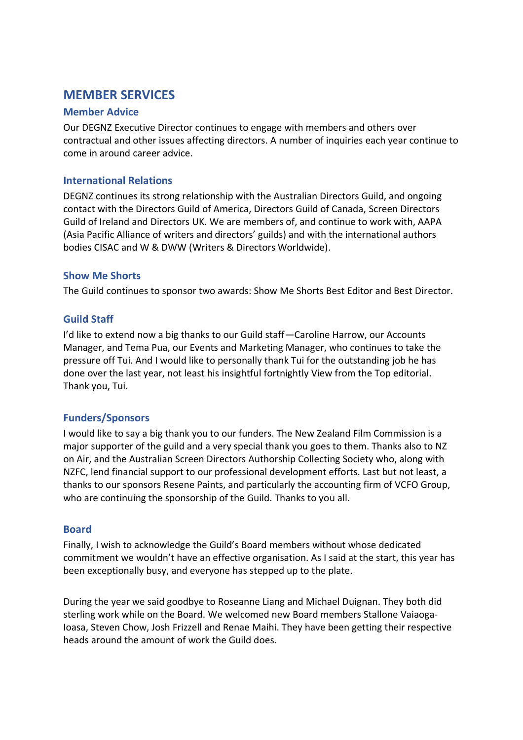## MEMBER SERVICES

### Member Advice

Our DEGNZ Executive Director continues to engage with members and others over contractual and other issues affecting directors. A number of inquiries each year continue to come in around career advice.

### International Relations

DEGNZ continues its strong relationship with the Australian Directors Guild, and ongoing contact with the Directors Guild of America, Directors Guild of Canada, Screen Directors Guild of Ireland and Directors UK. We are members of, and continue to work with, AAPA (Asia Pacific Alliance of writers and directors' guilds) and with the international authors bodies CISAC and W & DWW (Writers & Directors Worldwide).

### Show Me Shorts

The Guild continues to sponsor two awards: Show Me Shorts Best Editor and Best Director.

### Guild Staff

I'd like to extend now a big thanks to our Guild staff—Caroline Harrow, our Accounts Manager, and Tema Pua, our Events and Marketing Manager, who continues to take the pressure off Tui. And I would like to personally thank Tui for the outstanding job he has done over the last year, not least his insightful fortnightly View from the Top editorial. Thank you, Tui.

### Funders/Sponsors

I would like to say a big thank you to our funders. The New Zealand Film Commission is a major supporter of the guild and a very special thank you goes to them. Thanks also to NZ on Air, and the Australian Screen Directors Authorship Collecting Society who, along with NZFC, lend financial support to our professional development efforts. Last but not least, a thanks to our sponsors Resene Paints, and particularly the accounting firm of VCFO Group, who are continuing the sponsorship of the Guild. Thanks to you all.

### Board

Finally, I wish to acknowledge the Guild's Board members without whose dedicated commitment we wouldn't have an effective organisation. As I said at the start, this year has been exceptionally busy, and everyone has stepped up to the plate.

During the year we said goodbye to Roseanne Liang and Michael Duignan. They both did sterling work while on the Board. We welcomed new Board members Stallone Vaiaoga-Ioasa, Steven Chow, Josh Frizzell and Renae Maihi. They have been getting their respective heads around the amount of work the Guild does.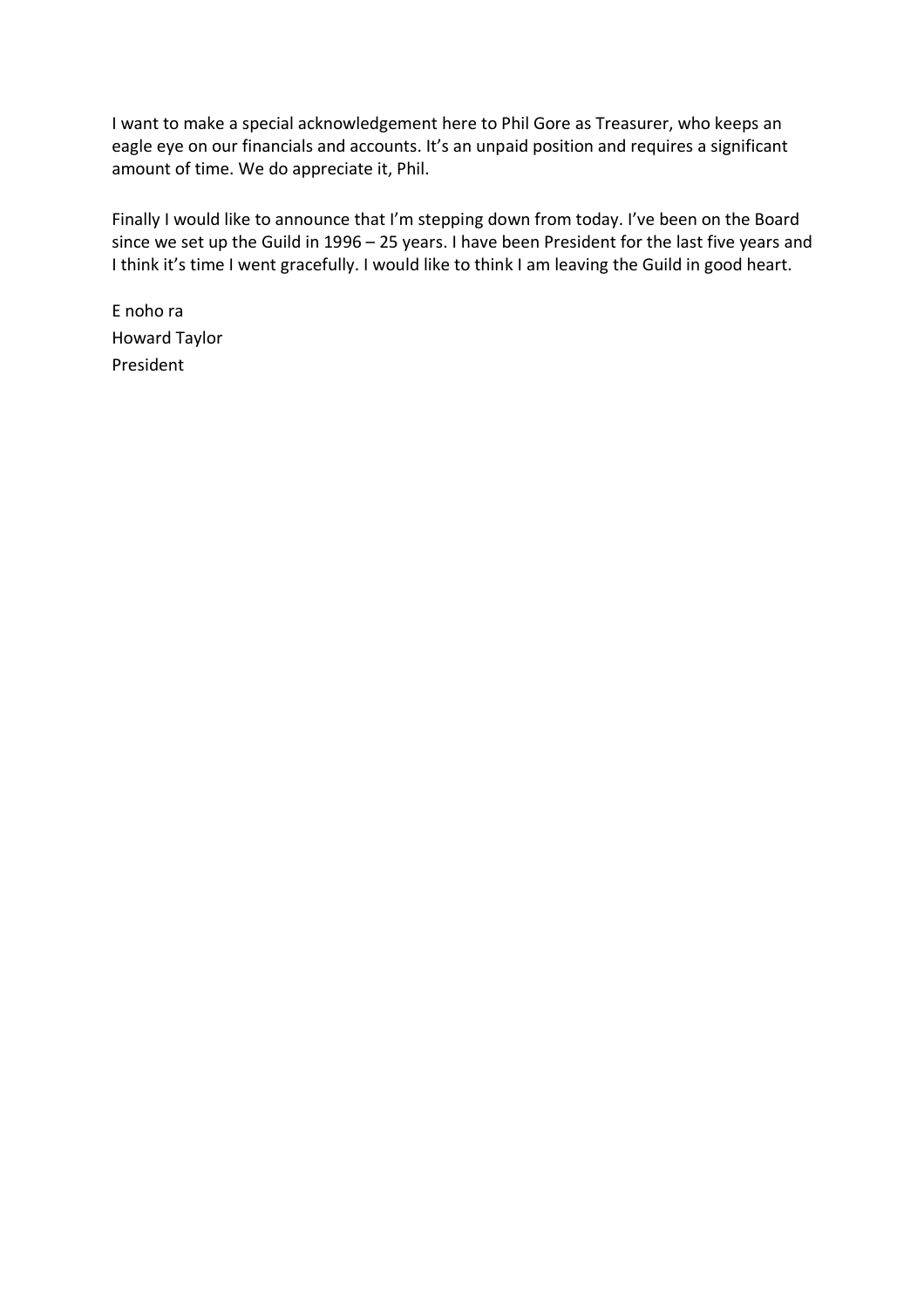I want to make a special acknowledgement here to Phil Gore as Treasurer, who keeps an eagle eye on our financials and accounts. It's an unpaid position and requires a significant amount of time. We do appreciate it, Phil.

Finally I would like to announce that I'm stepping down from today. I've been on the Board since we set up the Guild in 1996 – 25 years. I have been President for the last five years and I think it's time I went gracefully. I would like to think I am leaving the Guild in good heart.

E noho ra  
Howard Taylor  
President